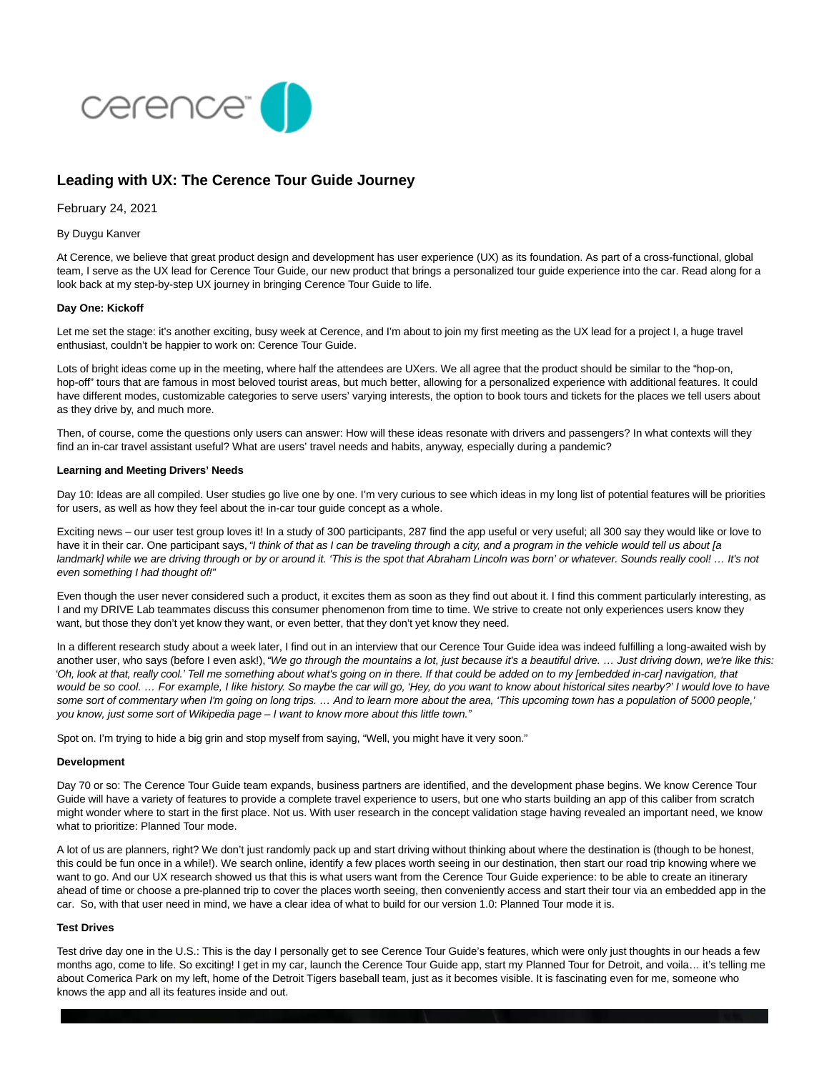# Leading with UX: The Cerence Tour Guide Journey

February 24, 2021

By Duygu Kanver

At Cerence, we believe that great product design and development has user experience (UX) as its foundation. As part of a cross-functional, global team, I serve as the UX lead for Cerence Tour Guide, our new product that brings a personalized tour guide experience into the car. Read along for a look back at my step-by-step UX journey in bringing Cerence Tour Guide to life.

**Day One: Kickoff**

Let me set the stage: it's another exciting, busy week at Cerence, and I'm about to join my first meeting as the UX lead for a project I, a huge travel enthusiast, couldn't be happier to work on: Cerence Tour Guide.

Lots of bright ideas come up in the meeting, where half the attendees are UXers. We all agree that the product should be similar to the "hop-on, hop-off" tours that are famous in most beloved tourist areas, but much better, allowing for a personalized experience with additional features. It could have different modes, customizable categories to serve users' varying interests, the option to book tours and tickets for the places we tell users about as they drive by, and much more.

Then, of course, come the questions only users can answer: How will these ideas resonate with drivers and passengers? In what contexts will they find an in-car travel assistant useful? What are users' travel needs and habits, anyway, especially during a pandemic?

**Learning and Meeting Drivers' Needs**

Day 10: Ideas are all compiled. User studies go live one by one. I'm very curious to see which ideas in my long list of potential features will be priorities for users, as well as how they feel about the in-car tour guide concept as a whole.

Exciting news – our user test group loves it! In a study of 300 participants, 287 find the app useful or very useful; all 300 say they would like or love to have it in their car. One participant says, *"I think of that as I can be traveling through a city, and a program in the vehicle would tell us about [a landmark] while we are driving through or by or around it. 'This is the spot that Abraham Lincoln was born' or whatever. Sounds really cool! … It's not even something I had thought of!"*

Even though the user never considered such a product, it excites them as soon as they find out about it. I find this comment particularly interesting, as I and my DRIVE Lab teammates discuss this consumer phenomenon from time to time. We strive to create not only experiences users know they want, but those they don't yet know they want, or even better, that they don't yet know they need.

In a different research study about a week later, I find out in an interview that our Cerence Tour Guide idea was indeed fulfilling a long-awaited wish by another user, who says (before I even ask!), *"We go through the mountains a lot, just because it's a beautiful drive. … Just driving down, we're like this: 'Oh, look at that, really cool.' Tell me something about what's going on in there. If that could be added on to my [embedded in-car] navigation, that would be so cool. … For example, I like history. So maybe the car will go, 'Hey, do you want to know about historical sites nearby?' I would love to have some sort of commentary when I'm going on long trips. … And to learn more about the area, 'This upcoming town has a population of 5000 people,' you know, just some sort of Wikipedia page – I want to know more about this little town."*

Spot on. I'm trying to hide a big grin and stop myself from saying, "Well, you might have it very soon."

**Development**

Day 70 or so: The Cerence Tour Guide team expands, business partners are identified, and the development phase begins. We know Cerence Tour Guide will have a variety of features to provide a complete travel experience to users, but one who starts building an app of this caliber from scratch might wonder where to start in the first place. Not us. With user research in the concept validation stage having revealed an important need, we know what to prioritize: Planned Tour mode.

A lot of us are planners, right? We don't just randomly pack up and start driving without thinking about where the destination is (though to be honest, this could be fun once in a while!). We search online, identify a few places worth seeing in our destination, then start our road trip knowing where we want to go. And our UX research showed us that this is what users want from the Cerence Tour Guide experience: to be able to create an itinerary ahead of time or choose a pre-planned trip to cover the places worth seeing, then conveniently access and start their tour via an embedded app in the car. So, with that user need in mind, we have a clear idea of what to build for our version 1.0: Planned Tour mode it is.

**Test Drives**

Test drive day one in the U.S.: This is the day I personally get to see Cerence Tour Guide's features, which were only just thoughts in our heads a few months ago, come to life. So exciting! I get in my car, launch the Cerence Tour Guide app, start my Planned Tour for Detroit, and voila… it's telling me about Comerica Park on my left, home of the Detroit Tigers baseball team, just as it becomes visible. It is fascinating even for me, someone who knows the app and all its features inside and out.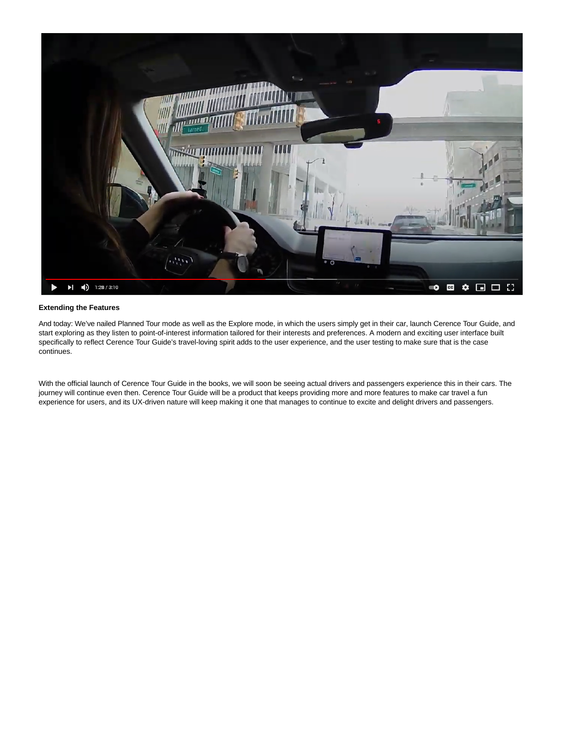**Extending the Features**

And today: We've nailed Planned Tour mode as well as the Explore mode, in which the users simply get in their car, launch Cerence Tour Guide, and start exploring as they listen to point-of-interest information tailored for their interests and preferences. A modern and exciting user interface built specifically to reflect Cerence Tour Guide's travel-loving spirit adds to the user experience, and the user testing to make sure that is the case continues.

With the official launch of Cerence Tour Guide in the books, we will soon be seeing actual drivers and passengers experience this in their cars. The journey will continue even then. Cerence Tour Guide will be a product that keeps providing more and more features to make car travel a fun experience for users, and its UX-driven nature will keep making it one that manages to continue to excite and delight drivers and passengers.